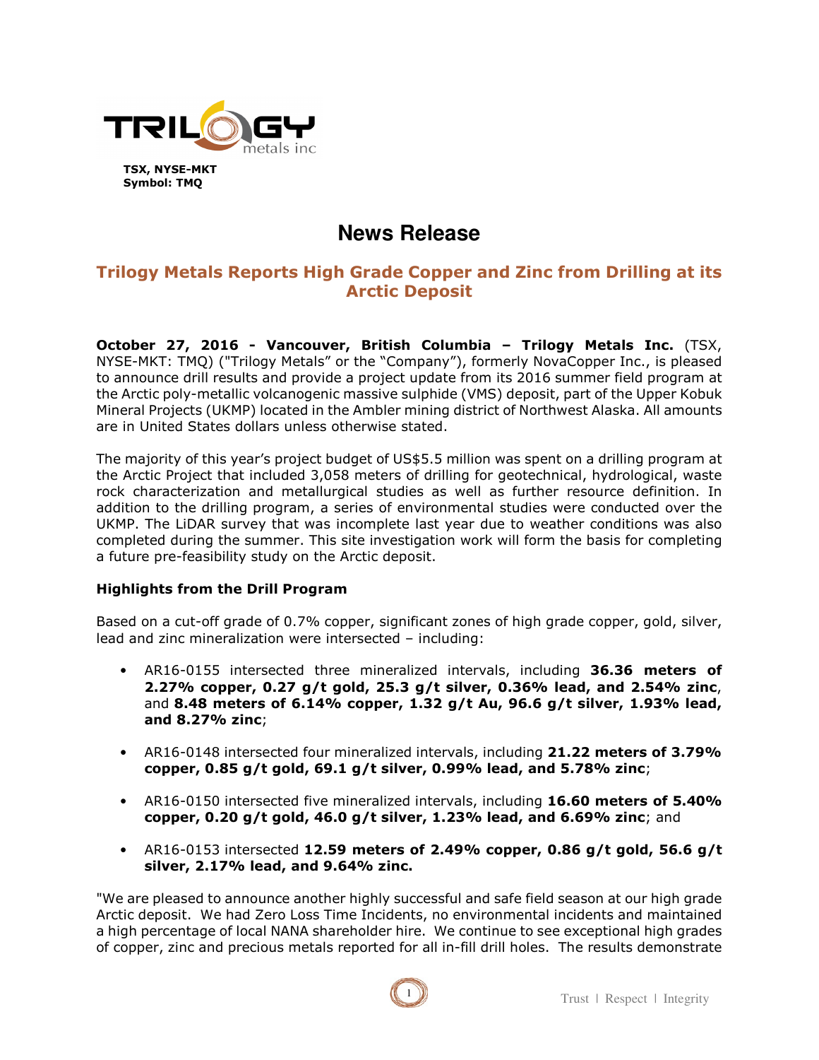TSX, NYSE-MKT
Symbol: TMQ

# News Release

## Trilogy Metals Reports High Grade Copper and Zinc from Drilling at its Arctic Deposit

**October 27, 2016 - Vancouver, British Columbia – Trilogy Metals Inc.** (TSX, NYSE-MKT: TMQ) ("Trilogy Metals" or the "Company"), formerly NovaCopper Inc., is pleased to announce drill results and provide a project update from its 2016 summer field program at the Arctic poly-metallic volcanogenic massive sulphide (VMS) deposit, part of the Upper Kobuk Mineral Projects (UKMP) located in the Ambler mining district of Northwest Alaska. All amounts are in United States dollars unless otherwise stated.

The majority of this year's project budget of US$5.5 million was spent on a drilling program at the Arctic Project that included 3,058 meters of drilling for geotechnical, hydrological, waste rock characterization and metallurgical studies as well as further resource definition. In addition to the drilling program, a series of environmental studies were conducted over the UKMP. The LiDAR survey that was incomplete last year due to weather conditions was also completed during the summer. This site investigation work will form the basis for completing a future pre-feasibility study on the Arctic deposit.

### Highlights from the Drill Program

Based on a cut-off grade of 0.7% copper, significant zones of high grade copper, gold, silver, lead and zinc mineralization were intersected – including:

- AR16-0155 intersected three mineralized intervals, including **36.36 meters of 2.27% copper, 0.27 g/t gold, 25.3 g/t silver, 0.36% lead, and 2.54% zinc**, and **8.48 meters of 6.14% copper, 1.32 g/t Au, 96.6 g/t silver, 1.93% lead, and 8.27% zinc**;
- AR16-0148 intersected four mineralized intervals, including **21.22 meters of 3.79% copper, 0.85 g/t gold, 69.1 g/t silver, 0.99% lead, and 5.78% zinc**;
- AR16-0150 intersected five mineralized intervals, including **16.60 meters of 5.40% copper, 0.20 g/t gold, 46.0 g/t silver, 1.23% lead, and 6.69% zinc**; and
- AR16-0153 intersected **12.59 meters of 2.49% copper, 0.86 g/t gold, 56.6 g/t silver, 2.17% lead, and 9.64% zinc.**

"We are pleased to announce another highly successful and safe field season at our high grade Arctic deposit. We had Zero Loss Time Incidents, no environmental incidents and maintained a high percentage of local NANA shareholder hire. We continue to see exceptional high grades of copper, zinc and precious metals reported for all in-fill drill holes. The results demonstrate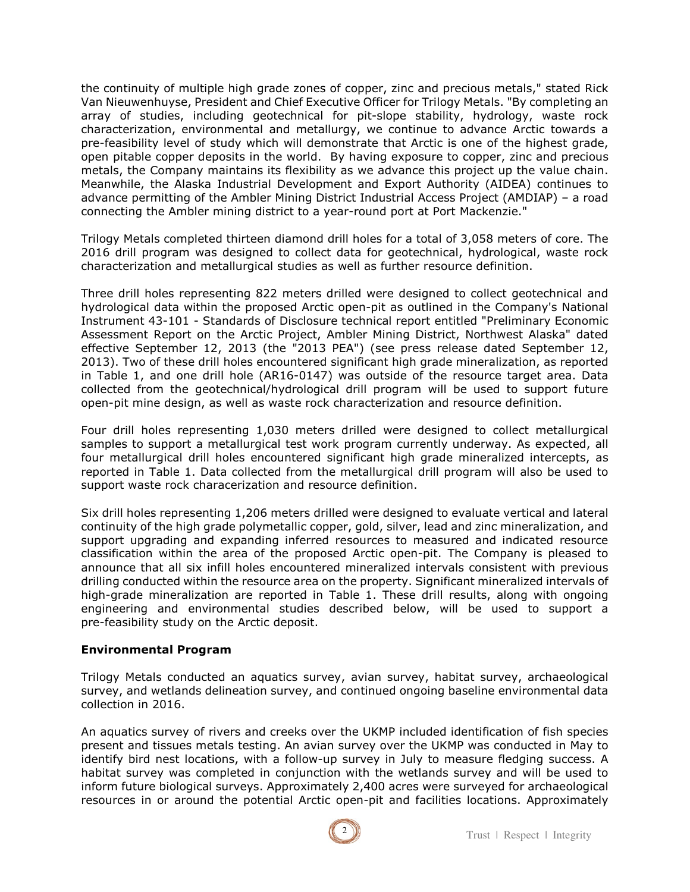the continuity of multiple high grade zones of copper, zinc and precious metals," stated Rick Van Nieuwenhuyse, President and Chief Executive Officer for Trilogy Metals. "By completing an array of studies, including geotechnical for pit-slope stability, hydrology, waste rock characterization, environmental and metallurgy, we continue to advance Arctic towards a pre-feasibility level of study which will demonstrate that Arctic is one of the highest grade, open pitable copper deposits in the world. By having exposure to copper, zinc and precious metals, the Company maintains its flexibility as we advance this project up the value chain. Meanwhile, the Alaska Industrial Development and Export Authority (AIDEA) continues to advance permitting of the Ambler Mining District Industrial Access Project (AMDIAP) – a road connecting the Ambler mining district to a year-round port at Port Mackenzie."

Trilogy Metals completed thirteen diamond drill holes for a total of 3,058 meters of core. The 2016 drill program was designed to collect data for geotechnical, hydrological, waste rock characterization and metallurgical studies as well as further resource definition.

Three drill holes representing 822 meters drilled were designed to collect geotechnical and hydrological data within the proposed Arctic open-pit as outlined in the Company's National Instrument 43-101 - Standards of Disclosure technical report entitled "Preliminary Economic Assessment Report on the Arctic Project, Ambler Mining District, Northwest Alaska" dated effective September 12, 2013 (the "2013 PEA") (see press release dated September 12, 2013). Two of these drill holes encountered significant high grade mineralization, as reported in Table 1, and one drill hole (AR16-0147) was outside of the resource target area. Data collected from the geotechnical/hydrological drill program will be used to support future open-pit mine design, as well as waste rock characterization and resource definition.

Four drill holes representing 1,030 meters drilled were designed to collect metallurgical samples to support a metallurgical test work program currently underway. As expected, all four metallurgical drill holes encountered significant high grade mineralized intercepts, as reported in Table 1. Data collected from the metallurgical drill program will also be used to support waste rock characerization and resource definition.

Six drill holes representing 1,206 meters drilled were designed to evaluate vertical and lateral continuity of the high grade polymetallic copper, gold, silver, lead and zinc mineralization, and support upgrading and expanding inferred resources to measured and indicated resource classification within the area of the proposed Arctic open-pit. The Company is pleased to announce that all six infill holes encountered mineralized intervals consistent with previous drilling conducted within the resource area on the property. Significant mineralized intervals of high-grade mineralization are reported in Table 1. These drill results, along with ongoing engineering and environmental studies described below, will be used to support a pre-feasibility study on the Arctic deposit.

## Environmental Program

Trilogy Metals conducted an aquatics survey, avian survey, habitat survey, archaeological survey, and wetlands delineation survey, and continued ongoing baseline environmental data collection in 2016.

An aquatics survey of rivers and creeks over the UKMP included identification of fish species present and tissues metals testing. An avian survey over the UKMP was conducted in May to identify bird nest locations, with a follow-up survey in July to measure fledging success. A habitat survey was completed in conjunction with the wetlands survey and will be used to inform future biological surveys. Approximately 2,400 acres were surveyed for archaeological resources in or around the potential Arctic open-pit and facilities locations. Approximately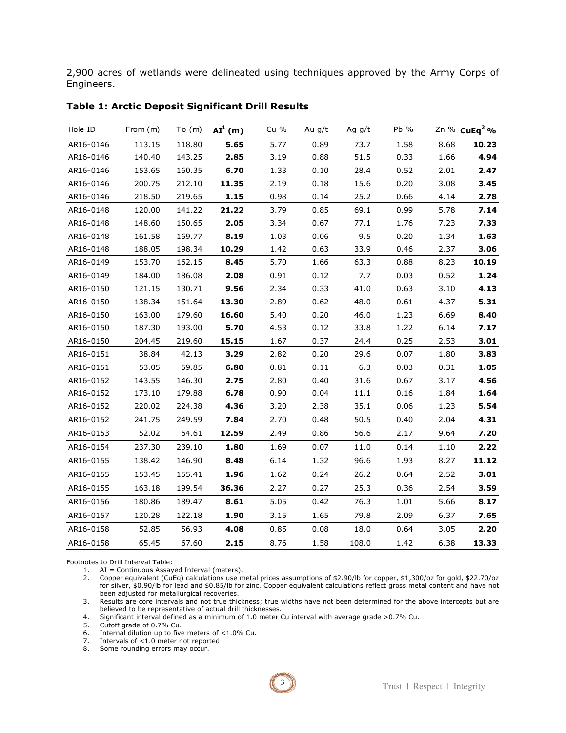2,900 acres of wetlands were delineated using techniques approved by the Army Corps of Engineers.

**Table 1: Arctic Deposit Significant Drill Results**

| Hole ID | From (m) | To (m) | AI[1] (m) | Cu % | Au g/t | Ag g/t | Pb % | Zn % | CuEq[2] % |
|---|---|---|---|---|---|---|---|---|---|
| AR16-0146 | 113.15 | 118.80 | **5.65** | 5.77 | 0.89 | 73.7 | 1.58 | 8.68 | **10.23** |
| AR16-0146 | 140.40 | 143.25 | **2.85** | 3.19 | 0.88 | 51.5 | 0.33 | 1.66 | **4.94** |
| AR16-0146 | 153.65 | 160.35 | **6.70** | 1.33 | 0.10 | 28.4 | 0.52 | 2.01 | **2.47** |
| AR16-0146 | 200.75 | 212.10 | **11.35** | 2.19 | 0.18 | 15.6 | 0.20 | 3.08 | **3.45** |
| AR16-0146 | 218.50 | 219.65 | **1.15** | 0.98 | 0.14 | 25.2 | 0.66 | 4.14 | **2.78** |
| AR16-0148 | 120.00 | 141.22 | **21.22** | 3.79 | 0.85 | 69.1 | 0.99 | 5.78 | **7.14** |
| AR16-0148 | 148.60 | 150.65 | **2.05** | 3.34 | 0.67 | 77.1 | 1.76 | 7.23 | **7.33** |
| AR16-0148 | 161.58 | 169.77 | **8.19** | 1.03 | 0.06 | 9.5 | 0.20 | 1.34 | **1.63** |
| AR16-0148 | 188.05 | 198.34 | **10.29** | 1.42 | 0.63 | 33.9 | 0.46 | 2.37 | **3.06** |
| AR16-0149 | 153.70 | 162.15 | **8.45** | 5.70 | 1.66 | 63.3 | 0.88 | 8.23 | **10.19** |
| AR16-0149 | 184.00 | 186.08 | **2.08** | 0.91 | 0.12 | 7.7 | 0.03 | 0.52 | **1.24** |
| AR16-0150 | 121.15 | 130.71 | **9.56** | 2.34 | 0.33 | 41.0 | 0.63 | 3.10 | **4.13** |
| AR16-0150 | 138.34 | 151.64 | **13.30** | 2.89 | 0.62 | 48.0 | 0.61 | 4.37 | **5.31** |
| AR16-0150 | 163.00 | 179.60 | **16.60** | 5.40 | 0.20 | 46.0 | 1.23 | 6.69 | **8.40** |
| AR16-0150 | 187.30 | 193.00 | **5.70** | 4.53 | 0.12 | 33.8 | 1.22 | 6.14 | **7.17** |
| AR16-0150 | 204.45 | 219.60 | **15.15** | 1.67 | 0.37 | 24.4 | 0.25 | 2.53 | **3.01** |
| AR16-0151 | 38.84 | 42.13 | **3.29** | 2.82 | 0.20 | 29.6 | 0.07 | 1.80 | **3.83** |
| AR16-0151 | 53.05 | 59.85 | **6.80** | 0.81 | 0.11 | 6.3 | 0.03 | 0.31 | **1.05** |
| AR16-0152 | 143.55 | 146.30 | **2.75** | 2.80 | 0.40 | 31.6 | 0.67 | 3.17 | **4.56** |
| AR16-0152 | 173.10 | 179.88 | **6.78** | 0.90 | 0.04 | 11.1 | 0.16 | 1.84 | **1.64** |
| AR16-0152 | 220.02 | 224.38 | **4.36** | 3.20 | 2.38 | 35.1 | 0.06 | 1.23 | **5.54** |
| AR16-0152 | 241.75 | 249.59 | **7.84** | 2.70 | 0.48 | 50.5 | 0.40 | 2.04 | **4.31** |
| AR16-0153 | 52.02 | 64.61 | **12.59** | 2.49 | 0.86 | 56.6 | 2.17 | 9.64 | **7.20** |
| AR16-0154 | 237.30 | 239.10 | **1.80** | 1.69 | 0.07 | 11.0 | 0.14 | 1.10 | **2.22** |
| AR16-0155 | 138.42 | 146.90 | **8.48** | 6.14 | 1.32 | 96.6 | 1.93 | 8.27 | **11.12** |
| AR16-0155 | 153.45 | 155.41 | **1.96** | 1.62 | 0.24 | 26.2 | 0.64 | 2.52 | **3.01** |
| AR16-0155 | 163.18 | 199.54 | **36.36** | 2.27 | 0.27 | 25.3 | 0.36 | 2.54 | **3.59** |
| AR16-0156 | 180.86 | 189.47 | **8.61** | 5.05 | 0.42 | 76.3 | 1.01 | 5.66 | **8.17** |
| AR16-0157 | 120.28 | 122.18 | **1.90** | 3.15 | 1.65 | 79.8 | 2.09 | 6.37 | **7.65** |
| AR16-0158 | 52.85 | 56.93 | **4.08** | 0.85 | 0.08 | 18.0 | 0.64 | 3.05 | **2.20** |
| AR16-0158 | 65.45 | 67.60 | **2.15** | 8.76 | 1.58 | 108.0 | 1.42 | 6.38 | **13.33** |

Footnotes to Drill Interval Table:

1. AI = Continuous Assayed Interval (meters).
2. Copper equivalent (CuEq) calculations use metal prices assumptions of $2.90/lb for copper, $1,300/oz for gold, $22.70/oz for silver, $0.90/lb for lead and $0.85/lb for zinc. Copper equivalent calculations reflect gross metal content and have not been adjusted for metallurgical recoveries.
3. Results are core intervals and not true thickness; true widths have not been determined for the above intercepts but are believed to be representative of actual drill thicknesses.
4. Significant interval defined as a minimum of 1.0 meter Cu interval with average grade >0.7% Cu.
5. Cutoff grade of 0.7% Cu.
6. Internal dilution up to five meters of <1.0% Cu.
7. Intervals of <1.0 meter not reported
8. Some rounding errors may occur.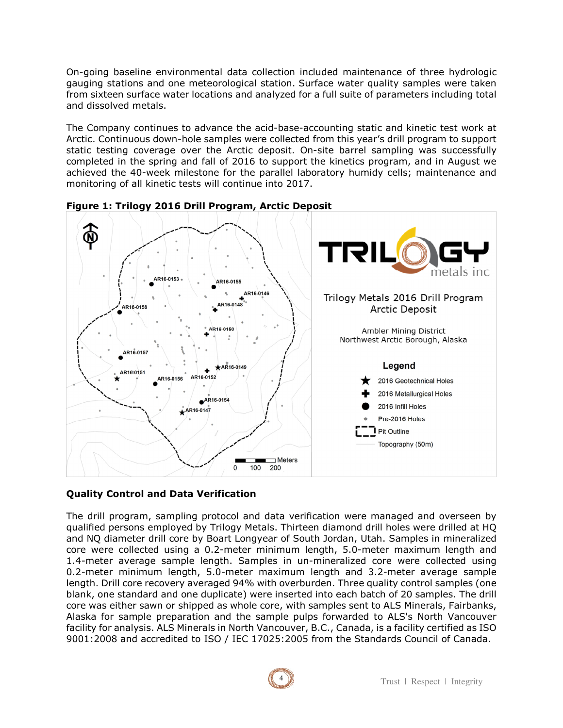On-going baseline environmental data collection included maintenance of three hydrologic gauging stations and one meteorological station. Surface water quality samples were taken from sixteen surface water locations and analyzed for a full suite of parameters including total and dissolved metals.

The Company continues to advance the acid-base-accounting static and kinetic test work at Arctic. Continuous down-hole samples were collected from this year's drill program to support static testing coverage over the Arctic deposit. On-site barrel sampling was successfully completed in the spring and fall of 2016 to support the kinetics program, and in August we achieved the 40-week milestone for the parallel laboratory humidy cells; maintenance and monitoring of all kinetic tests will continue into 2017.

**Figure 1: Trilogy 2016 Drill Program, Arctic Deposit**

## Quality Control and Data Verification

The drill program, sampling protocol and data verification were managed and overseen by qualified persons employed by Trilogy Metals. Thirteen diamond drill holes were drilled at HQ and NQ diameter drill core by Boart Longyear of South Jordan, Utah. Samples in mineralized core were collected using a 0.2-meter minimum length, 5.0-meter maximum length and 1.4-meter average sample length. Samples in un-mineralized core were collected using 0.2-meter minimum length, 5.0-meter maximum length and 3.2-meter average sample length. Drill core recovery averaged 94% with overburden. Three quality control samples (one blank, one standard and one duplicate) were inserted into each batch of 20 samples. The drill core was either sawn or shipped as whole core, with samples sent to ALS Minerals, Fairbanks, Alaska for sample preparation and the sample pulps forwarded to ALS's North Vancouver facility for analysis. ALS Minerals in North Vancouver, B.C., Canada, is a facility certified as ISO 9001:2008 and accredited to ISO / IEC 17025:2005 from the Standards Council of Canada.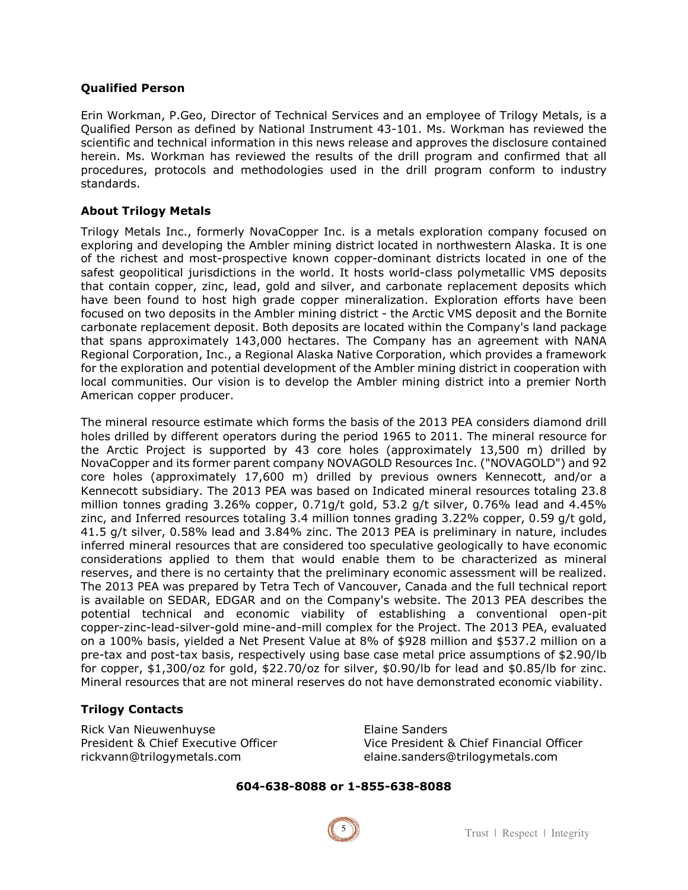### Qualified Person

Erin Workman, P.Geo, Director of Technical Services and an employee of Trilogy Metals, is a Qualified Person as defined by National Instrument 43-101. Ms. Workman has reviewed the scientific and technical information in this news release and approves the disclosure contained herein. Ms. Workman has reviewed the results of the drill program and confirmed that all procedures, protocols and methodologies used in the drill program conform to industry standards.

### About Trilogy Metals

Trilogy Metals Inc., formerly NovaCopper Inc. is a metals exploration company focused on exploring and developing the Ambler mining district located in northwestern Alaska. It is one of the richest and most-prospective known copper-dominant districts located in one of the safest geopolitical jurisdictions in the world. It hosts world-class polymetallic VMS deposits that contain copper, zinc, lead, gold and silver, and carbonate replacement deposits which have been found to host high grade copper mineralization. Exploration efforts have been focused on two deposits in the Ambler mining district - the Arctic VMS deposit and the Bornite carbonate replacement deposit. Both deposits are located within the Company's land package that spans approximately 143,000 hectares. The Company has an agreement with NANA Regional Corporation, Inc., a Regional Alaska Native Corporation, which provides a framework for the exploration and potential development of the Ambler mining district in cooperation with local communities. Our vision is to develop the Ambler mining district into a premier North American copper producer.

The mineral resource estimate which forms the basis of the 2013 PEA considers diamond drill holes drilled by different operators during the period 1965 to 2011. The mineral resource for the Arctic Project is supported by 43 core holes (approximately 13,500 m) drilled by NovaCopper and its former parent company NOVAGOLD Resources Inc. ("NOVAGOLD") and 92 core holes (approximately 17,600 m) drilled by previous owners Kennecott, and/or a Kennecott subsidiary. The 2013 PEA was based on Indicated mineral resources totaling 23.8 million tonnes grading 3.26% copper, 0.71g/t gold, 53.2 g/t silver, 0.76% lead and 4.45% zinc, and Inferred resources totaling 3.4 million tonnes grading 3.22% copper, 0.59 g/t gold, 41.5 g/t silver, 0.58% lead and 3.84% zinc. The 2013 PEA is preliminary in nature, includes inferred mineral resources that are considered too speculative geologically to have economic considerations applied to them that would enable them to be characterized as mineral reserves, and there is no certainty that the preliminary economic assessment will be realized. The 2013 PEA was prepared by Tetra Tech of Vancouver, Canada and the full technical report is available on SEDAR, EDGAR and on the Company's website. The 2013 PEA describes the potential technical and economic viability of establishing a conventional open-pit copper-zinc-lead-silver-gold mine-and-mill complex for the Project. The 2013 PEA, evaluated on a 100% basis, yielded a Net Present Value at 8% of $928 million and $537.2 million on a pre-tax and post-tax basis, respectively using base case metal price assumptions of $2.90/lb for copper, $1,300/oz for gold, $22.70/oz for silver, $0.90/lb for lead and $0.85/lb for zinc. Mineral resources that are not mineral reserves do not have demonstrated economic viability.

### Trilogy Contacts

Rick Van Nieuwenhuyse
President & Chief Executive Officer
rickvann@trilogymetals.com

Elaine Sanders
Vice President & Chief Financial Officer
elaine.sanders@trilogymetals.com

**604-638-8088 or 1-855-638-8088**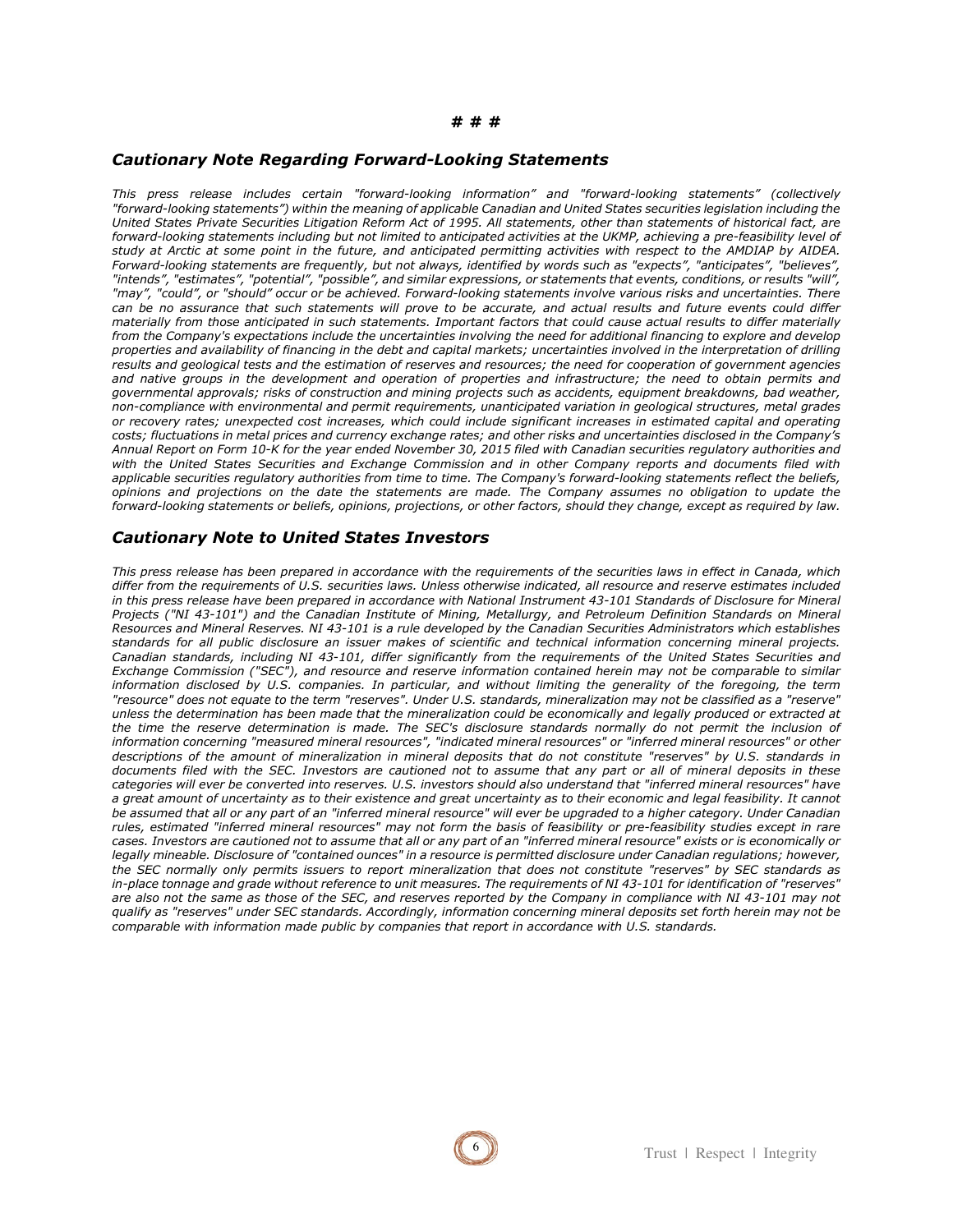# # #

## *Cautionary Note Regarding Forward-Looking Statements*

*This press release includes certain "forward-looking information" and "forward-looking statements" (collectively "forward-looking statements") within the meaning of applicable Canadian and United States securities legislation including the United States Private Securities Litigation Reform Act of 1995. All statements, other than statements of historical fact, are forward-looking statements including but not limited to anticipated activities at the UKMP, achieving a pre-feasibility level of study at Arctic at some point in the future, and anticipated permitting activities with respect to the AMDIAP by AIDEA. Forward-looking statements are frequently, but not always, identified by words such as "expects", "anticipates", "believes", "intends", "estimates", "potential", "possible", and similar expressions, or statements that events, conditions, or results "will", "may", "could", or "should" occur or be achieved. Forward-looking statements involve various risks and uncertainties. There can be no assurance that such statements will prove to be accurate, and actual results and future events could differ materially from those anticipated in such statements. Important factors that could cause actual results to differ materially from the Company's expectations include the uncertainties involving the need for additional financing to explore and develop properties and availability of financing in the debt and capital markets; uncertainties involved in the interpretation of drilling results and geological tests and the estimation of reserves and resources; the need for cooperation of government agencies and native groups in the development and operation of properties and infrastructure; the need to obtain permits and governmental approvals; risks of construction and mining projects such as accidents, equipment breakdowns, bad weather, non-compliance with environmental and permit requirements, unanticipated variation in geological structures, metal grades or recovery rates; unexpected cost increases, which could include significant increases in estimated capital and operating costs; fluctuations in metal prices and currency exchange rates; and other risks and uncertainties disclosed in the Company's Annual Report on Form 10-K for the year ended November 30, 2015 filed with Canadian securities regulatory authorities and with the United States Securities and Exchange Commission and in other Company reports and documents filed with applicable securities regulatory authorities from time to time. The Company's forward-looking statements reflect the beliefs, opinions and projections on the date the statements are made. The Company assumes no obligation to update the forward-looking statements or beliefs, opinions, projections, or other factors, should they change, except as required by law.*

## *Cautionary Note to United States Investors*

*This press release has been prepared in accordance with the requirements of the securities laws in effect in Canada, which differ from the requirements of U.S. securities laws. Unless otherwise indicated, all resource and reserve estimates included in this press release have been prepared in accordance with National Instrument 43-101 Standards of Disclosure for Mineral Projects ("NI 43-101") and the Canadian Institute of Mining, Metallurgy, and Petroleum Definition Standards on Mineral Resources and Mineral Reserves. NI 43-101 is a rule developed by the Canadian Securities Administrators which establishes standards for all public disclosure an issuer makes of scientific and technical information concerning mineral projects. Canadian standards, including NI 43-101, differ significantly from the requirements of the United States Securities and Exchange Commission ("SEC"), and resource and reserve information contained herein may not be comparable to similar information disclosed by U.S. companies. In particular, and without limiting the generality of the foregoing, the term "resource" does not equate to the term "reserves". Under U.S. standards, mineralization may not be classified as a "reserve" unless the determination has been made that the mineralization could be economically and legally produced or extracted at the time the reserve determination is made. The SEC's disclosure standards normally do not permit the inclusion of information concerning "measured mineral resources", "indicated mineral resources" or "inferred mineral resources" or other descriptions of the amount of mineralization in mineral deposits that do not constitute "reserves" by U.S. standards in documents filed with the SEC. Investors are cautioned not to assume that any part or all of mineral deposits in these categories will ever be converted into reserves. U.S. investors should also understand that "inferred mineral resources" have a great amount of uncertainty as to their existence and great uncertainty as to their economic and legal feasibility. It cannot be assumed that all or any part of an "inferred mineral resource" will ever be upgraded to a higher category. Under Canadian rules, estimated "inferred mineral resources" may not form the basis of feasibility or pre-feasibility studies except in rare cases. Investors are cautioned not to assume that all or any part of an "inferred mineral resource" exists or is economically or legally mineable. Disclosure of "contained ounces" in a resource is permitted disclosure under Canadian regulations; however, the SEC normally only permits issuers to report mineralization that does not constitute "reserves" by SEC standards as in-place tonnage and grade without reference to unit measures. The requirements of NI 43-101 for identification of "reserves" are also not the same as those of the SEC, and reserves reported by the Company in compliance with NI 43-101 may not qualify as "reserves" under SEC standards. Accordingly, information concerning mineral deposits set forth herein may not be comparable with information made public by companies that report in accordance with U.S. standards.*